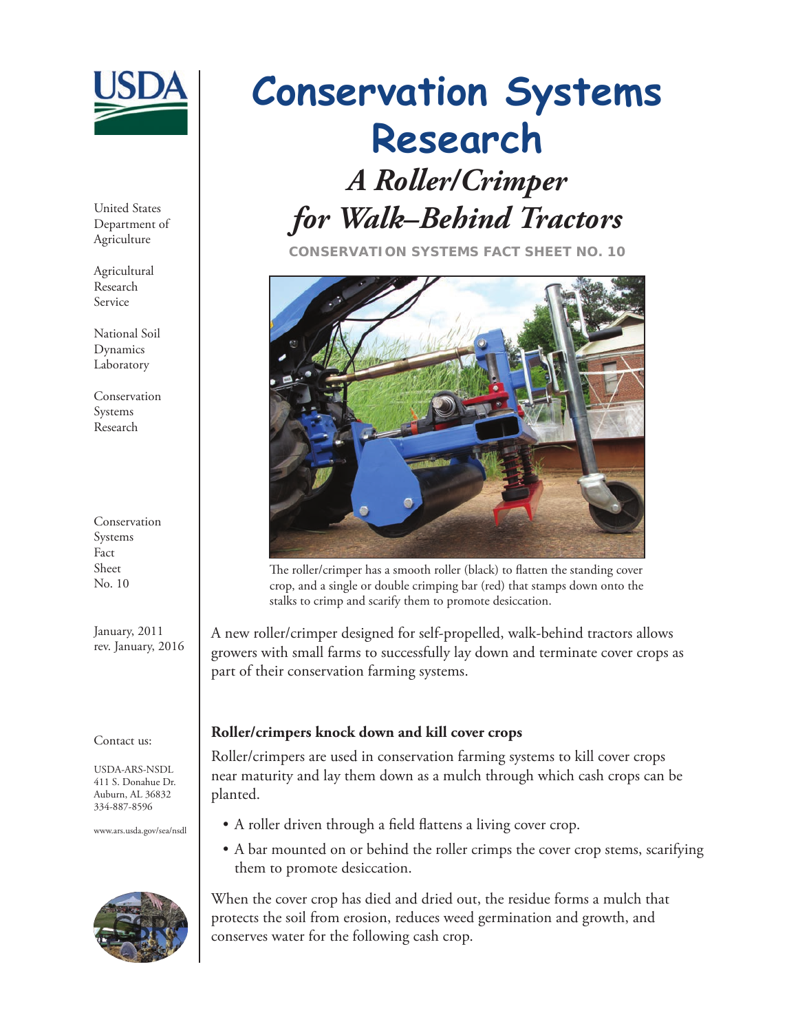# Conservation Systems Research

## *A Roller/Crimper for Walk–Behind Tractors*

**CONSERVATION SYSTEMS FACT SHEET NO. 10**

United States Department of Agriculture

Agricultural Research Service

National Soil Dynamics Laboratory

Conservation Systems Research

Conservation Systems Fact Sheet No. 10

January, 2011
rev. January, 2016

Contact us:

USDA-ARS-NSDL
411 S. Donahue Dr.
Auburn, AL 36832
334-887-8596

www.ars.usda.gov/sea/nsdl

The roller/crimper has a smooth roller (black) to flatten the standing cover crop, and a single or double crimping bar (red) that stamps down onto the stalks to crimp and scarify them to promote desiccation.

A new roller/crimper designed for self-propelled, walk-behind tractors allows growers with small farms to successfully lay down and terminate cover crops as part of their conservation farming systems.

### Roller/crimpers knock down and kill cover crops

Roller/crimpers are used in conservation farming systems to kill cover crops near maturity and lay them down as a mulch through which cash crops can be planted.

- A roller driven through a field flattens a living cover crop.
- A bar mounted on or behind the roller crimps the cover crop stems, scarifying them to promote desiccation.

When the cover crop has died and dried out, the residue forms a mulch that protects the soil from erosion, reduces weed germination and growth, and conserves water for the following cash crop.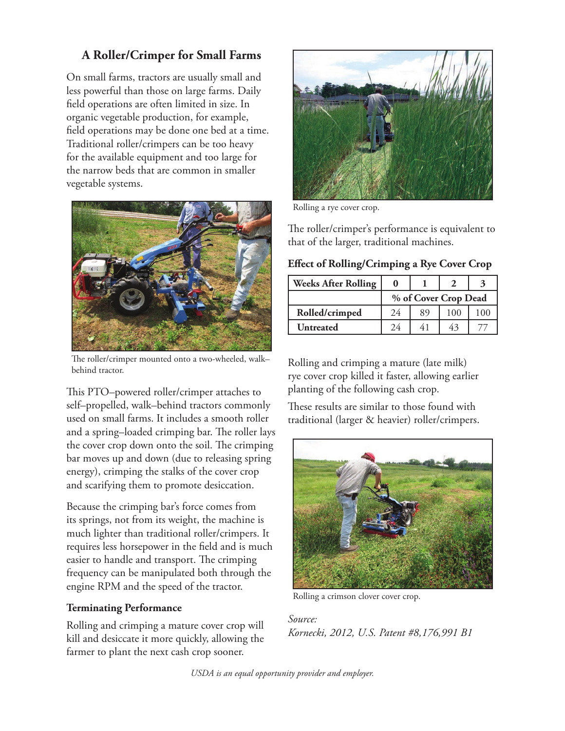## A Roller/Crimper for Small Farms

On small farms, tractors are usually small and less powerful than those on large farms. Daily field operations are often limited in size. In organic vegetable production, for example, field operations may be done one bed at a time. Traditional roller/crimpers can be too heavy for the available equipment and too large for the narrow beds that are common in smaller vegetable systems.

The roller/crimper mounted onto a two-wheeled, walk–behind tractor.

This PTO–powered roller/crimper attaches to self–propelled, walk–behind tractors commonly used on small farms. It includes a smooth roller and a spring–loaded crimping bar. The roller lays the cover crop down onto the soil. The crimping bar moves up and down (due to releasing spring energy), crimping the stalks of the cover crop and scarifying them to promote desiccation.

Because the crimping bar's force comes from its springs, not from its weight, the machine is much lighter than traditional roller/crimpers. It requires less horsepower in the field and is much easier to handle and transport. The crimping frequency can be manipulated both through the engine RPM and the speed of the tractor.

### Terminating Performance

Rolling and crimping a mature cover crop will kill and desiccate it more quickly, allowing the farmer to plant the next cash crop sooner.

Rolling a rye cover crop.

The roller/crimper's performance is equivalent to that of the larger, traditional machines.

**Effect of Rolling/Crimping a Rye Cover Crop**

| Weeks After Rolling | 0 | 1 | 2 | 3 |
|---|---|---|---|---|
| | % of Cover Crop Dead | | | |
| **Rolled/crimped** | 24 | 89 | 100 | 100 |
| **Untreated** | 24 | 41 | 43 | 77 |

Rolling and crimping a mature (late milk) rye cover crop killed it faster, allowing earlier planting of the following cash crop.

These results are similar to those found with traditional (larger & heavier) roller/crimpers.

Rolling a crimson clover cover crop.

*Source:*
*Kornecki, 2012, U.S. Patent #8,176,991 B1*

*USDA is an equal opportunity provider and employer.*